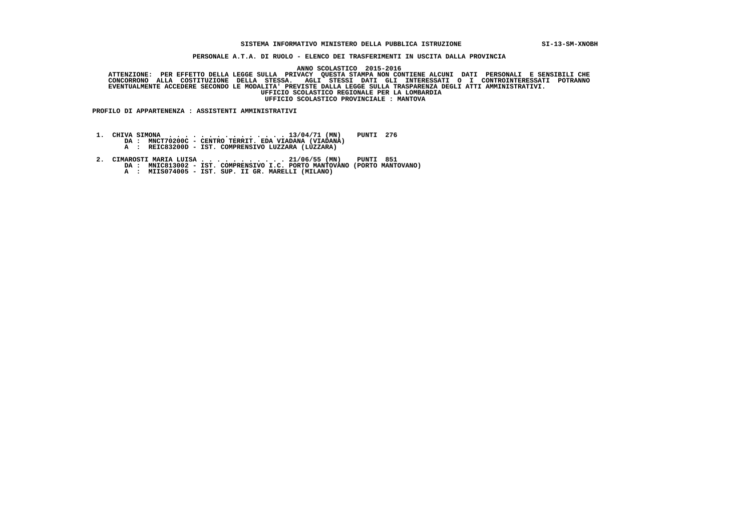**SISTEMA INFORMATIVO MINISTERO DELLA PUBBLICA ISTRUZIONE** SI-13-SM-XNOBH

**PERSONALE A.T.A. DI RUOLO - ELENCO DEI TRASFERIMENTI IN USCITA DALLA PROVINCIA**

**ANNO SCOLASTICO 2015-2016**

**ATTENZIONE: PER EFFETTO DELLA LEGGE SULLA PRIVACY QUESTA STAMPA NON CONTIENE ALCUNI DATI PERSONALI E SENSIBILI CHE CONCORRONO ALLA COSTITUZIONE DELLA STESSA. AGLI STESSI DATI GLI INTERESSATI O I CONTROINTERESSATI POTRANNO EVENTUALMENTE ACCEDERE SECONDO LE MODALITA' PREVISTE DALLA LEGGE SULLA TRASPARENZA DEGLI ATTI AMMINISTRATIVI.**

**UFFICIO SCOLASTICO REGIONALE PER LA LOMBARDIA**

**UFFICIO SCOLASTICO PROVINCIALE : MANTOVA**

**PROFILO DI APPARTENENZA : ASSISTENTI AMMINISTRATIVI**

1. CHIVA SIMONA . . . . . . . . . . . . . . . 13/04/71 (MN) PUNTI 276
   DA : MNCT70200C - CENTRO TERRIT. EDA VIADANA (VIADANA)
   A : REIC83200D - IST. COMPRENSIVO LUZZARA (LUZZARA)

2. CIMAROSTI MARIA LUISA . . . . . . . . . . . 21/06/55 (MN) PUNTI 851
   DA : MNIC813002 - IST. COMPRENSIVO I.C. PORTO MANTOVANO (PORTO MANTOVANO)
   A : MIIS074005 - IST. SUP. II GR. MARELLI (MILANO)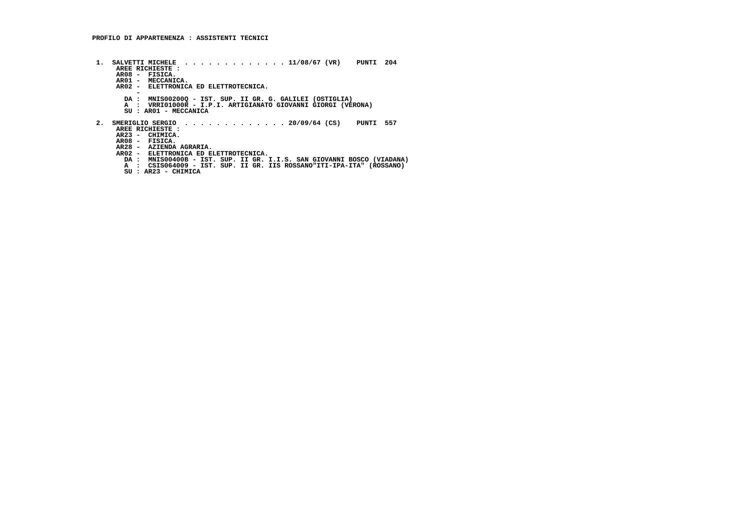**PROFILO DI APPARTENENZA : ASSISTENTI TECNICI**

1. SALVETTI MICHELE . . . . . . . . . . . . . 11/08/67 (VR) PUNTI 204

   AREE RICHIESTE :

   AR08 - FISICA.

   AR01 - MECCANICA.

   AR02 - ELETTRONICA ED ELETTROTECNICA.

   -

   DA : MNIS00200Q - IST. SUP. II GR. G. GALILEI (OSTIGLIA)

   A : VRRI01000R - I.P.I. ARTIGIANATO GIOVANNI GIORGI (VERONA)

   SU : AR01 - MECCANICA

2. SMERIGLIO SERGIO . . . . . . . . . . . . . 20/09/64 (CS) PUNTI 557

   AREE RICHIESTE :

   AR23 - CHIMICA.

   AR08 - FISICA.

   AR28 - AZIENDA AGRARIA.

   AR02 - ELETTRONICA ED ELETTROTECNICA.

   DA : MNIS00400B - IST. SUP. II GR. I.I.S. SAN GIOVANNI BOSCO (VIADANA)

   A : CSIS064009 - IST. SUP. II GR. IIS ROSSANO"ITI-IPA-ITA" (ROSSANO)

   SU : AR23 - CHIMICA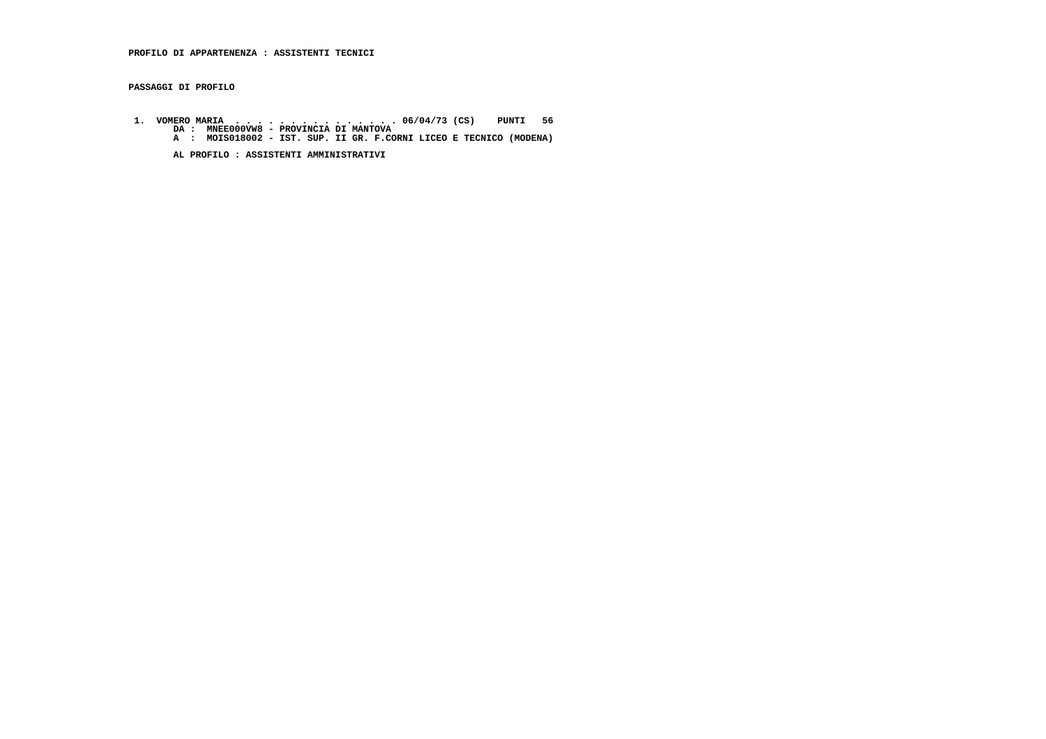**PROFILO DI APPARTENENZA : ASSISTENTI TECNICI**

**PASSAGGI DI PROFILO**

1. **VOMERO MARIA . . . . . . . . . . . . . . . 06/04/73 (CS) PUNTI 56**
   **DA : MNEE000VW8 - PROVINCIA DI MANTOVA**
   **A : MOIS018002 - IST. SUP. II GR. F.CORNI LICEO E TECNICO (MODENA)**

   **AL PROFILO : ASSISTENTI AMMINISTRATIVI**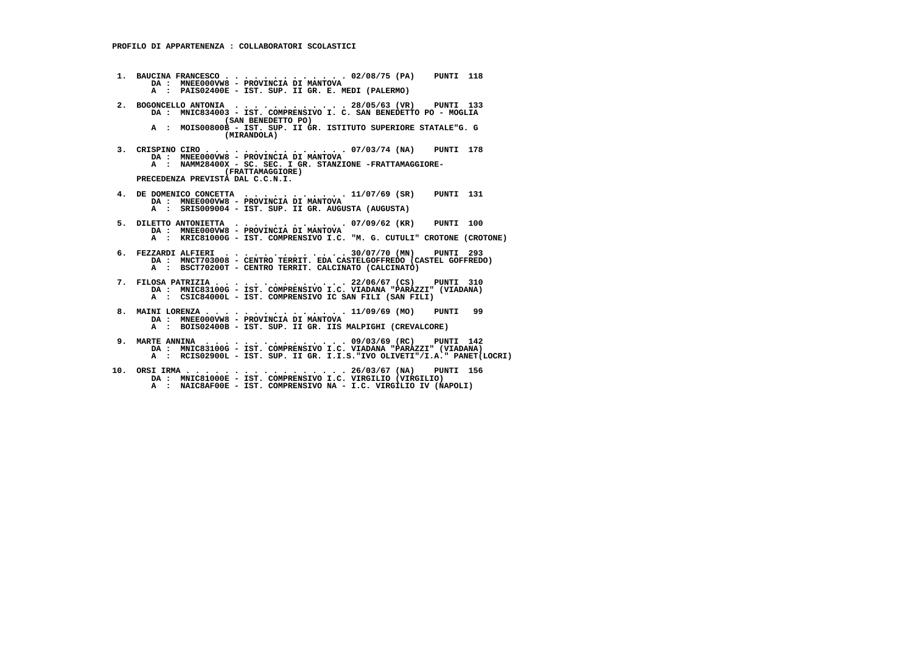**PROFILO DI APPARTENENZA : COLLABORATORI SCOLASTICI**

1. **BAUCINA FRANCESCO . . . . . . . . . . . . . 02/08/75 (PA) PUNTI 118**
   DA : MNEE000VW8 - PROVINCIA DI MANTOVA
   A : PAIS02400E - IST. SUP. II GR. E. MEDI (PALERMO)

2. **BOGONCELLO ANTONIA . . . . . . . . . . . . 28/05/63 (VR) PUNTI 133**
   DA : MNIC834003 - IST. COMPRENSIVO I. C. SAN BENEDETTO PO - MOGLIA (SAN BENEDETTO PO)
   A : MOIS00800B - IST. SUP. II GR. ISTITUTO SUPERIORE STATALE"G. G (MIRANDOLA)

3. **CRISPINO CIRO . . . . . . . . . . . . . . . 07/03/74 (NA) PUNTI 178**
   DA : MNEE000VW8 - PROVINCIA DI MANTOVA
   A : NAMM28400X - SC. SEC. I GR. STANZIONE -FRATTAMAGGIORE- (FRATTAMAGGIORE)
   PRECEDENZA PREVISTA DAL C.C.N.I.

4. **DE DOMENICO CONCETTA . . . . . . . . . . . 11/07/69 (SR) PUNTI 131**
   DA : MNEE000VW8 - PROVINCIA DI MANTOVA
   A : SRIS009004 - IST. SUP. II GR. AUGUSTA (AUGUSTA)

5. **DILETTO ANTONIETTA . . . . . . . . . . . . 07/09/62 (KR) PUNTI 100**
   DA : MNEE000VW8 - PROVINCIA DI MANTOVA
   A : KRIC81000G - IST. COMPRENSIVO I.C. "M. G. CUTULI" CROTONE (CROTONE)

6. **FEZZARDI ALFIERI . . . . . . . . . . . . . 30/07/70 (MN) PUNTI 293**
   DA : MNCT703008 - CENTRO TERRIT. EDA CASTELGOFFREDO (CASTEL GOFFREDO)
   A : BSCT70200T - CENTRO TERRIT. CALCINATO (CALCINATO)

7. **FILOSA PATRIZIA . . . . . . . . . . . . . . 22/06/67 (CS) PUNTI 310**
   DA : MNIC83100G - IST. COMPRENSIVO I.C. VIADANA "PARAZZI" (VIADANA)
   A : CSIC84000L - IST. COMPRENSIVO IC SAN FILI (SAN FILI)

8. **MAINI LORENZA . . . . . . . . . . . . . . . 11/09/69 (MO) PUNTI 99**
   DA : MNEE000VW8 - PROVINCIA DI MANTOVA
   A : BOIS02400B - IST. SUP. II GR. IIS MALPIGHI (CREVALCORE)

9. **MARTE ANNINA . . . . . . . . . . . . . . . 09/03/69 (RC) PUNTI 142**
   DA : MNIC83100G - IST. COMPRENSIVO I.C. VIADANA "PARAZZI" (VIADANA)
   A : RCIS02900L - IST. SUP. II GR. I.I.S."IVO OLIVETI"/I.A." PANET(LOCRI)

10. **ORSI IRMA . . . . . . . . . . . . . . . . . 26/03/67 (NA) PUNTI 156**
    DA : MNIC81000E - IST. COMPRENSIVO I.C. VIRGILIO (VIRGILIO)
    A : NAIC8AF00E - IST. COMPRENSIVO NA - I.C. VIRGILIO IV (NAPOLI)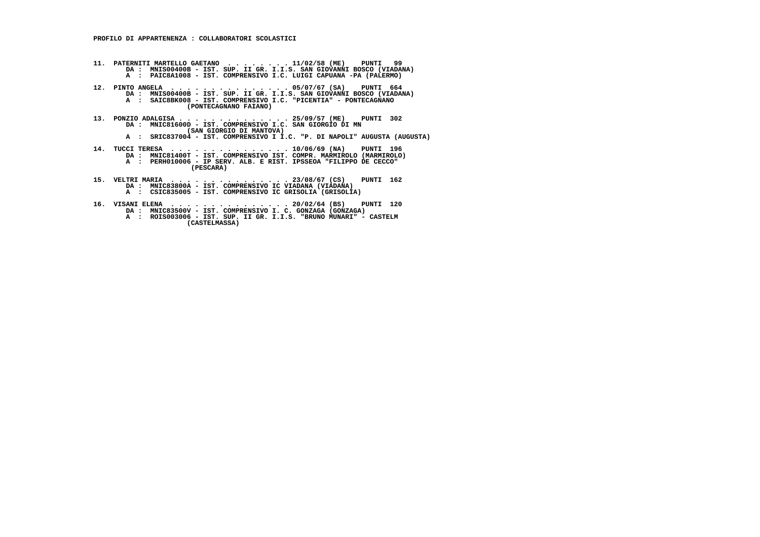**PROFILO DI APPARTENENZA : COLLABORATORI SCOLASTICI**

**11. PATERNITI MARTELLO GAETANO . . . . . . . . . 11/02/58 (ME) PUNTI 99**
DA : MNIS00400B - IST. SUP. II GR. I.I.S. SAN GIOVANNI BOSCO (VIADANA)
A : PAIC8A1008 - IST. COMPRENSIVO I.C. LUIGI CAPUANA -PA (PALERMO)

**12. PINTO ANGELA . . . . . . . . . . . . . . . 05/07/67 (SA) PUNTI 664**
DA : MNIS00400B - IST. SUP. II GR. I.I.S. SAN GIOVANNI BOSCO (VIADANA)
A : SAIC8BK008 - IST. COMPRENSIVO I.C. "PICENTIA" - PONTECAGNANO (PONTECAGNANO FAIANO)

**13. PONZIO ADALGISA . . . . . . . . . . . . . . 25/09/57 (ME) PUNTI 302**
DA : MNIC81600D - IST. COMPRENSIVO I.C. SAN GIORGIO DI MN (SAN GIORGIO DI MANTOVA)
A : SRIC837004 - IST. COMPRENSIVO I I.C. "P. DI NAPOLI" AUGUSTA (AUGUSTA)

**14. TUCCI TERESA . . . . . . . . . . . . . . . 10/06/69 (NA) PUNTI 196**
DA : MNIC81400T - IST. COMPRENSIVO IST. COMPR. MARMIROLO (MARMIROLO)
A : PERH010006 - IP SERV. ALB. E RIST. IPSSEOA "FILIPPO DE CECCO" (PESCARA)

**15. VELTRI MARIA . . . . . . . . . . . . . . . 23/08/67 (CS) PUNTI 162**
DA : MNIC83800A - IST. COMPRENSIVO IC VIADANA (VIADANA)
A : CSIC835005 - IST. COMPRENSIVO IC GRISOLIA (GRISOLIA)

**16. VISANI ELENA . . . . . . . . . . . . . . . 20/02/64 (BS) PUNTI 120**
DA : MNIC83500V - IST. COMPRENSIVO I. C. GONZAGA (GONZAGA)
A : ROIS003006 - IST. SUP. II GR. I.I.S. "BRUNO MUNARI" - CASTELM (CASTELMASSA)